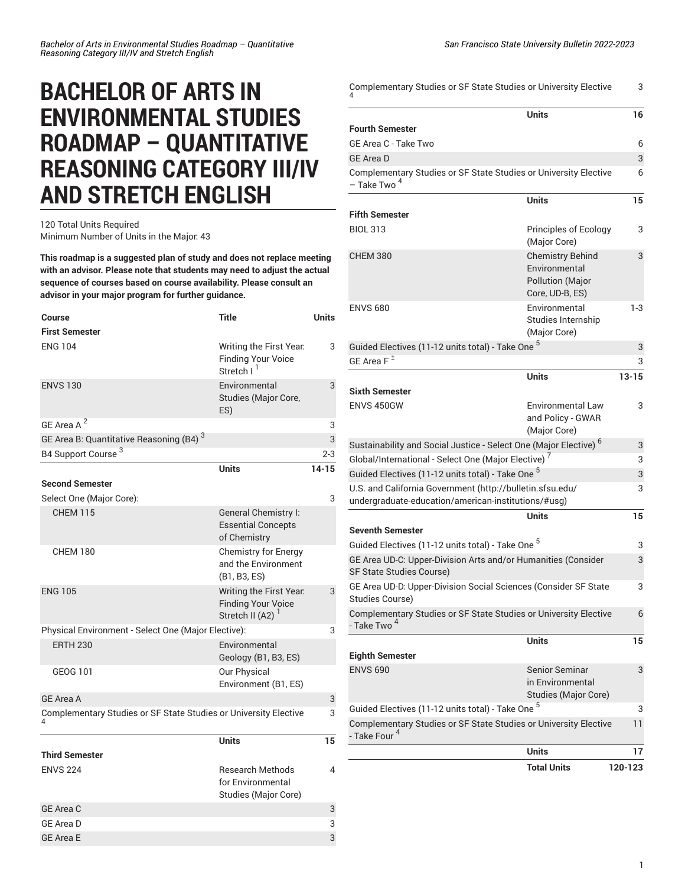# BACHELOR OF ARTS IN ENVIRONMENTAL STUDIES ROADMAP – QUANTITATIVE REASONING CATEGORY III/IV AND STRETCH ENGLISH

120 Total Units Required
Minimum Number of Units in the Major: 43

**This roadmap is a suggested plan of study and does not replace meeting with an advisor. Please note that students may need to adjust the actual sequence of courses based on course availability. Please consult an advisor in your major program for further guidance.**

| Course | Title | Units |
|---|---|---|
| **First Semester** | | |
| ENG 104 | Writing the First Year: Finding Your Voice Stretch I [1] | 3 |
| ENVS 130 | Environmental Studies (Major Core, ES) | 3 |
| GE Area A [2] | | 3 |
| GE Area B: Quantitative Reasoning (B4) [3] | | 3 |
| B4 Support Course [3] | | 2-3 |
| | **Units** | **14-15** |
| **Second Semester** | | |
| Select One (Major Core): | | 3 |
| CHEM 115 | General Chemistry I: Essential Concepts of Chemistry | |
| CHEM 180 | Chemistry for Energy and the Environment (B1, B3, ES) | |
| ENG 105 | Writing the First Year: Finding Your Voice Stretch II (A2) [1] | 3 |
| Physical Environment - Select One (Major Elective): | | 3 |
| ERTH 230 | Environmental Geology (B1, B3, ES) | |
| GEOG 101 | Our Physical Environment (B1, ES) | |
| GE Area A | | 3 |
| Complementary Studies or SF State Studies or University Elective [4] | | 3 |
| | **Units** | **15** |
| **Third Semester** | | |
| ENVS 224 | Research Methods for Environmental Studies (Major Core) | 4 |
| GE Area C | | 3 |
| GE Area D | | 3 |
| GE Area E | | 3 |
| Complementary Studies or SF State Studies or University Elective [4] | | 3 |
| | **Units** | **16** |
| **Fourth Semester** | | |
| GE Area C - Take Two | | 6 |
| GE Area D | | 3 |
| Complementary Studies or SF State Studies or University Elective – Take Two [4] | | 6 |
| | **Units** | **15** |
| **Fifth Semester** | | |
| BIOL 313 | Principles of Ecology (Major Core) | 3 |
| CHEM 380 | Chemistry Behind Environmental Pollution (Major Core, UD-B, ES) | 3 |
| ENVS 680 | Environmental Studies Internship (Major Core) | 1-3 |
| Guided Electives (11-12 units total) - Take One [5] | | 3 |
| GE Area F [±] | | 3 |
| | **Units** | **13-15** |
| **Sixth Semester** | | |
| ENVS 450GW | Environmental Law and Policy - GWAR (Major Core) | 3 |
| Sustainability and Social Justice - Select One (Major Elective) [6] | | 3 |
| Global/International - Select One (Major Elective) [7] | | 3 |
| Guided Electives (11-12 units total) - Take One [5] | | 3 |
| U.S. and California Government (http://bulletin.sfsu.edu/undergraduate-education/american-institutions/#usg) | | 3 |
| | **Units** | **15** |
| **Seventh Semester** | | |
| Guided Electives (11-12 units total) - Take One [5] | | 3 |
| GE Area UD-C: Upper-Division Arts and/or Humanities (Consider SF State Studies Course) | | 3 |
| GE Area UD-D: Upper-Division Social Sciences (Consider SF State Studies Course) | | 3 |
| Complementary Studies or SF State Studies or University Elective - Take Two [4] | | 6 |
| | **Units** | **15** |
| **Eighth Semester** | | |
| ENVS 690 | Senior Seminar in Environmental Studies (Major Core) | 3 |
| Guided Electives (11-12 units total) - Take One [5] | | 3 |
| Complementary Studies or SF State Studies or University Elective - Take Four [4] | | 11 |
| | **Units** | **17** |
| | **Total Units** | **120-123** |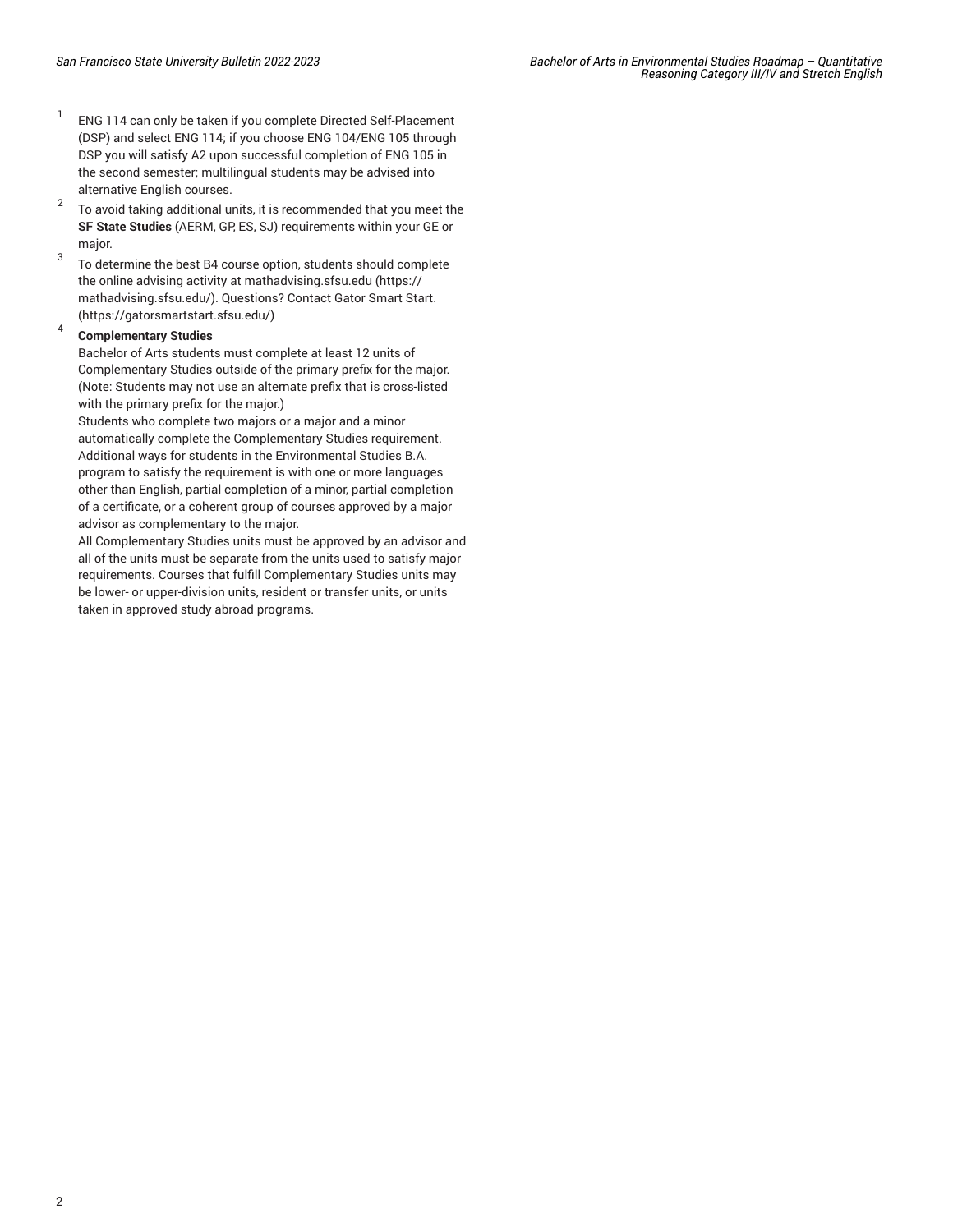[1] ENG 114 can only be taken if you complete Directed Self-Placement (DSP) and select ENG 114; if you choose ENG 104/ENG 105 through DSP you will satisfy A2 upon successful completion of ENG 105 in the second semester; multilingual students may be advised into alternative English courses.

[2] To avoid taking additional units, it is recommended that you meet the **SF State Studies** (AERM, GP, ES, SJ) requirements within your GE or major.

[3] To determine the best B4 course option, students should complete the online advising activity at mathadvising.sfsu.edu (https://mathadvising.sfsu.edu/). Questions? Contact Gator Smart Start. (https://gatorsmartstart.sfsu.edu/)

[4] **Complementary Studies**

Bachelor of Arts students must complete at least 12 units of Complementary Studies outside of the primary prefix for the major. (Note: Students may not use an alternate prefix that is cross-listed with the primary prefix for the major.)

Students who complete two majors or a major and a minor automatically complete the Complementary Studies requirement. Additional ways for students in the Environmental Studies B.A. program to satisfy the requirement is with one or more languages other than English, partial completion of a minor, partial completion of a certificate, or a coherent group of courses approved by a major advisor as complementary to the major.

All Complementary Studies units must be approved by an advisor and all of the units must be separate from the units used to satisfy major requirements. Courses that fulfill Complementary Studies units may be lower- or upper-division units, resident or transfer units, or units taken in approved study abroad programs.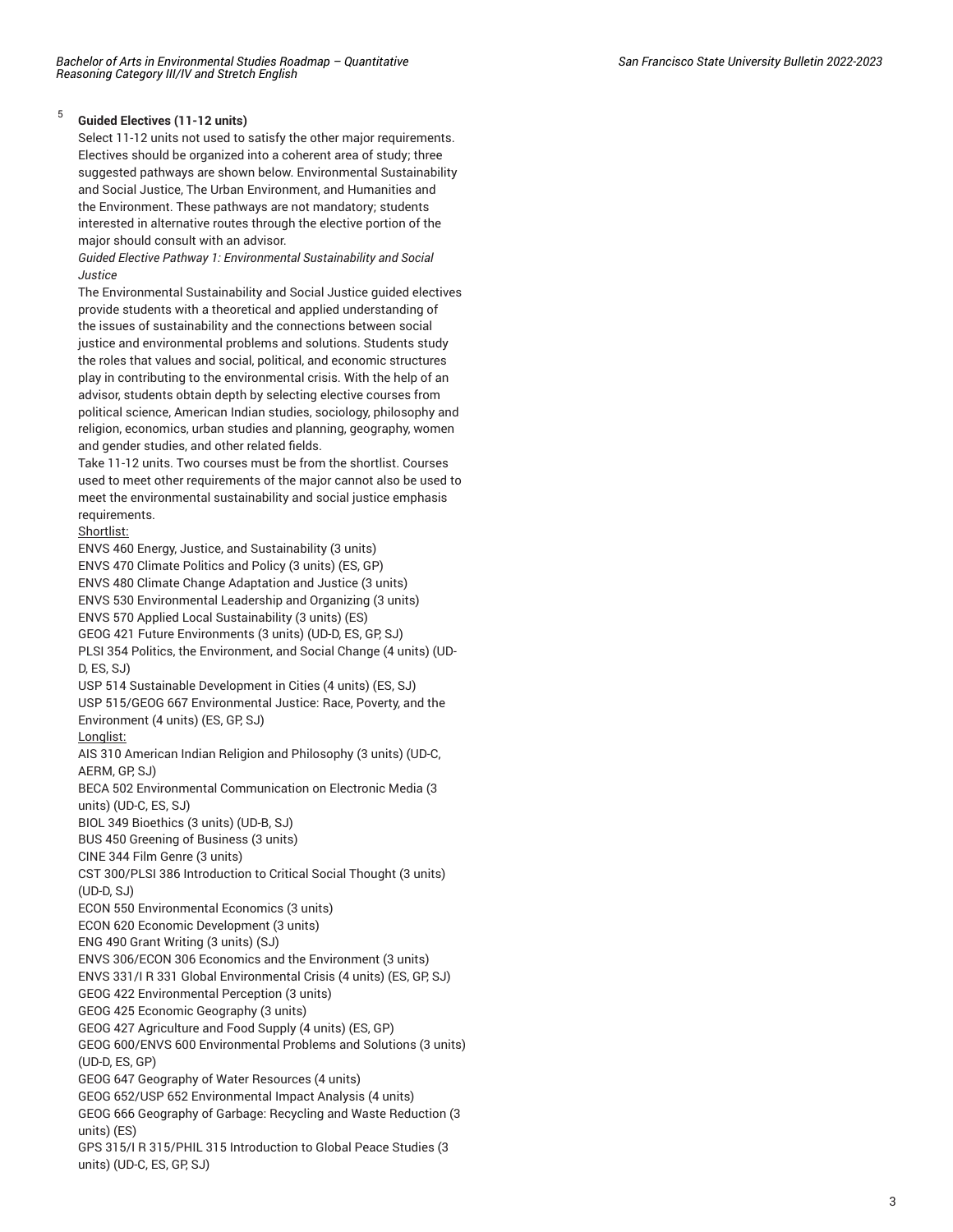5 **Guided Electives (11-12 units)**

Select 11-12 units not used to satisfy the other major requirements. Electives should be organized into a coherent area of study; three suggested pathways are shown below. Environmental Sustainability and Social Justice, The Urban Environment, and Humanities and the Environment. These pathways are not mandatory; students interested in alternative routes through the elective portion of the major should consult with an advisor.

*Guided Elective Pathway 1: Environmental Sustainability and Social Justice*

The Environmental Sustainability and Social Justice guided electives provide students with a theoretical and applied understanding of the issues of sustainability and the connections between social justice and environmental problems and solutions. Students study the roles that values and social, political, and economic structures play in contributing to the environmental crisis. With the help of an advisor, students obtain depth by selecting elective courses from political science, American Indian studies, sociology, philosophy and religion, economics, urban studies and planning, geography, women and gender studies, and other related fields.

Take 11-12 units. Two courses must be from the shortlist. Courses used to meet other requirements of the major cannot also be used to meet the environmental sustainability and social justice emphasis requirements.

<u>Shortlist:</u>

ENVS 460 Energy, Justice, and Sustainability (3 units)
ENVS 470 Climate Politics and Policy (3 units) (ES, GP)
ENVS 480 Climate Change Adaptation and Justice (3 units)
ENVS 530 Environmental Leadership and Organizing (3 units)
ENVS 570 Applied Local Sustainability (3 units) (ES)
GEOG 421 Future Environments (3 units) (UD-D, ES, GP, SJ)
PLSI 354 Politics, the Environment, and Social Change (4 units) (UD-D, ES, SJ)
USP 514 Sustainable Development in Cities (4 units) (ES, SJ)
USP 515/GEOG 667 Environmental Justice: Race, Poverty, and the Environment (4 units) (ES, GP, SJ)

<u>Longlist:</u>

AIS 310 American Indian Religion and Philosophy (3 units) (UD-C, AERM, GP, SJ)
BECA 502 Environmental Communication on Electronic Media (3 units) (UD-C, ES, SJ)
BIOL 349 Bioethics (3 units) (UD-B, SJ)
BUS 450 Greening of Business (3 units)
CINE 344 Film Genre (3 units)
CST 300/PLSI 386 Introduction to Critical Social Thought (3 units) (UD-D, SJ)
ECON 550 Environmental Economics (3 units)
ECON 620 Economic Development (3 units)
ENG 490 Grant Writing (3 units) (SJ)
ENVS 306/ECON 306 Economics and the Environment (3 units)
ENVS 331/I R 331 Global Environmental Crisis (4 units) (ES, GP, SJ)
GEOG 422 Environmental Perception (3 units)
GEOG 425 Economic Geography (3 units)
GEOG 427 Agriculture and Food Supply (4 units) (ES, GP)
GEOG 600/ENVS 600 Environmental Problems and Solutions (3 units) (UD-D, ES, GP)
GEOG 647 Geography of Water Resources (4 units)
GEOG 652/USP 652 Environmental Impact Analysis (4 units)
GEOG 666 Geography of Garbage: Recycling and Waste Reduction (3 units) (ES)
GPS 315/I R 315/PHIL 315 Introduction to Global Peace Studies (3 units) (UD-C, ES, GP, SJ)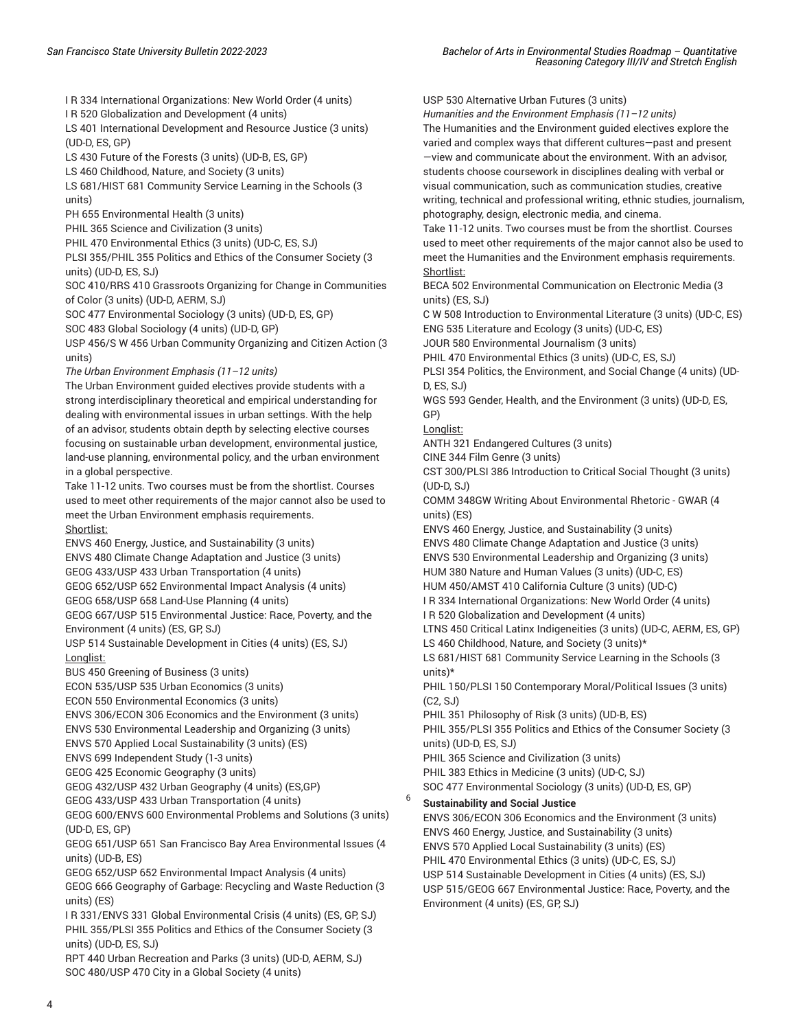I R 334 International Organizations: New World Order (4 units)
I R 520 Globalization and Development (4 units)
LS 401 International Development and Resource Justice (3 units) (UD-D, ES, GP)
LS 430 Future of the Forests (3 units) (UD-B, ES, GP)
LS 460 Childhood, Nature, and Society (3 units)
LS 681/HIST 681 Community Service Learning in the Schools (3 units)
PH 655 Environmental Health (3 units)
PHIL 365 Science and Civilization (3 units)
PHIL 470 Environmental Ethics (3 units) (UD-C, ES, SJ)
PLSI 355/PHIL 355 Politics and Ethics of the Consumer Society (3 units) (UD-D, ES, SJ)
SOC 410/RRS 410 Grassroots Organizing for Change in Communities of Color (3 units) (UD-D, AERM, SJ)
SOC 477 Environmental Sociology (3 units) (UD-D, ES, GP)
SOC 483 Global Sociology (4 units) (UD-D, GP)
USP 456/S W 456 Urban Community Organizing and Citizen Action (3 units)

*The Urban Environment Emphasis (11–12 units)*

The Urban Environment guided electives provide students with a strong interdisciplinary theoretical and empirical understanding for dealing with environmental issues in urban settings. With the help of an advisor, students obtain depth by selecting elective courses focusing on sustainable urban development, environmental justice, land-use planning, environmental policy, and the urban environment in a global perspective.

Take 11-12 units. Two courses must be from the shortlist. Courses used to meet other requirements of the major cannot also be used to meet the Urban Environment emphasis requirements.

Shortlist:

ENVS 460 Energy, Justice, and Sustainability (3 units)
ENVS 480 Climate Change Adaptation and Justice (3 units)
GEOG 433/USP 433 Urban Transportation (4 units)
GEOG 652/USP 652 Environmental Impact Analysis (4 units)
GEOG 658/USP 658 Land-Use Planning (4 units)
GEOG 667/USP 515 Environmental Justice: Race, Poverty, and the Environment (4 units) (ES, GP, SJ)
USP 514 Sustainable Development in Cities (4 units) (ES, SJ)

Longlist:

BUS 450 Greening of Business (3 units)
ECON 535/USP 535 Urban Economics (3 units)
ECON 550 Environmental Economics (3 units)
ENVS 306/ECON 306 Economics and the Environment (3 units)
ENVS 530 Environmental Leadership and Organizing (3 units)
ENVS 570 Applied Local Sustainability (3 units) (ES)
ENVS 699 Independent Study (1-3 units)
GEOG 425 Economic Geography (3 units)
GEOG 432/USP 432 Urban Geography (4 units) (ES,GP)
GEOG 433/USP 433 Urban Transportation (4 units)
GEOG 600/ENVS 600 Environmental Problems and Solutions (3 units) (UD-D, ES, GP)
GEOG 651/USP 651 San Francisco Bay Area Environmental Issues (4 units) (UD-B, ES)
GEOG 652/USP 652 Environmental Impact Analysis (4 units)
GEOG 666 Geography of Garbage: Recycling and Waste Reduction (3 units) (ES)
I R 331/ENVS 331 Global Environmental Crisis (4 units) (ES, GP, SJ)
PHIL 355/PLSI 355 Politics and Ethics of the Consumer Society (3 units) (UD-D, ES, SJ)
RPT 440 Urban Recreation and Parks (3 units) (UD-D, AERM, SJ)
SOC 480/USP 470 City in a Global Society (4 units)
USP 530 Alternative Urban Futures (3 units)

*Humanities and the Environment Emphasis (11–12 units)*

The Humanities and the Environment guided electives explore the varied and complex ways that different cultures—past and present—view and communicate about the environment. With an advisor, students choose coursework in disciplines dealing with verbal or visual communication, such as communication studies, creative writing, technical and professional writing, ethnic studies, journalism, photography, design, electronic media, and cinema.

Take 11-12 units. Two courses must be from the shortlist. Courses used to meet other requirements of the major cannot also be used to meet the Humanities and the Environment emphasis requirements.

Shortlist:

BECA 502 Environmental Communication on Electronic Media (3 units) (ES, SJ)
C W 508 Introduction to Environmental Literature (3 units) (UD-C, ES)
ENG 535 Literature and Ecology (3 units) (UD-C, ES)
JOUR 580 Environmental Journalism (3 units)
PHIL 470 Environmental Ethics (3 units) (UD-C, ES, SJ)
PLSI 354 Politics, the Environment, and Social Change (4 units) (UD-D, ES, SJ)
WGS 593 Gender, Health, and the Environment (3 units) (UD-D, ES, GP)

Longlist:

ANTH 321 Endangered Cultures (3 units)
CINE 344 Film Genre (3 units)
CST 300/PLSI 386 Introduction to Critical Social Thought (3 units) (UD-D, SJ)
COMM 348GW Writing About Environmental Rhetoric - GWAR (4 units) (ES)
ENVS 460 Energy, Justice, and Sustainability (3 units)
ENVS 480 Climate Change Adaptation and Justice (3 units)
ENVS 530 Environmental Leadership and Organizing (3 units)
HUM 380 Nature and Human Values (3 units) (UD-C, ES)
HUM 450/AMST 410 California Culture (3 units) (UD-C)
I R 334 International Organizations: New World Order (4 units)
I R 520 Globalization and Development (4 units)
LTNS 450 Critical Latinx Indigeneities (3 units) (UD-C, AERM, ES, GP)
LS 460 Childhood, Nature, and Society (3 units)*
LS 681/HIST 681 Community Service Learning in the Schools (3 units)*
PHIL 150/PLSI 150 Contemporary Moral/Political Issues (3 units) (C2, SJ)
PHIL 351 Philosophy of Risk (3 units) (UD-B, ES)
PHIL 355/PLSI 355 Politics and Ethics of the Consumer Society (3 units) (UD-D, ES, SJ)
PHIL 365 Science and Civilization (3 units)
PHIL 383 Ethics in Medicine (3 units) (UD-C, SJ)
SOC 477 Environmental Sociology (3 units) (UD-D, ES, GP)

**Sustainability and Social Justice**[6]

ENVS 306/ECON 306 Economics and the Environment (3 units)
ENVS 460 Energy, Justice, and Sustainability (3 units)
ENVS 570 Applied Local Sustainability (3 units) (ES)
PHIL 470 Environmental Ethics (3 units) (UD-C, ES, SJ)
USP 514 Sustainable Development in Cities (4 units) (ES, SJ)
USP 515/GEOG 667 Environmental Justice: Race, Poverty, and the Environment (4 units) (ES, GP, SJ)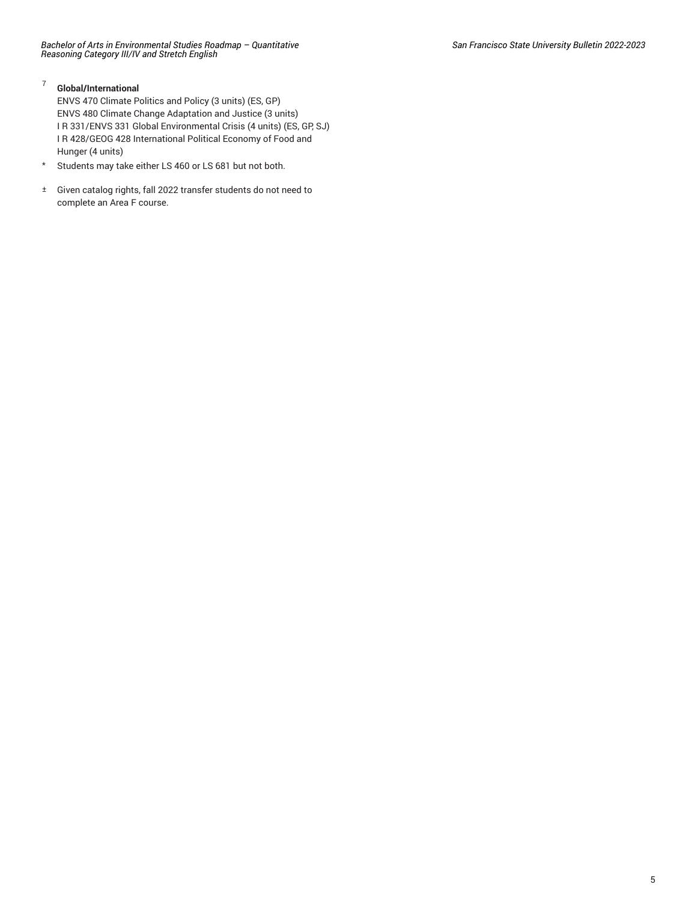[7] **Global/International**

ENVS 470 Climate Politics and Policy (3 units) (ES, GP)
ENVS 480 Climate Change Adaptation and Justice (3 units)
I R 331/ENVS 331 Global Environmental Crisis (4 units) (ES, GP, SJ)
I R 428/GEOG 428 International Political Economy of Food and Hunger (4 units)

\* Students may take either LS 460 or LS 681 but not both.

± Given catalog rights, fall 2022 transfer students do not need to complete an Area F course.